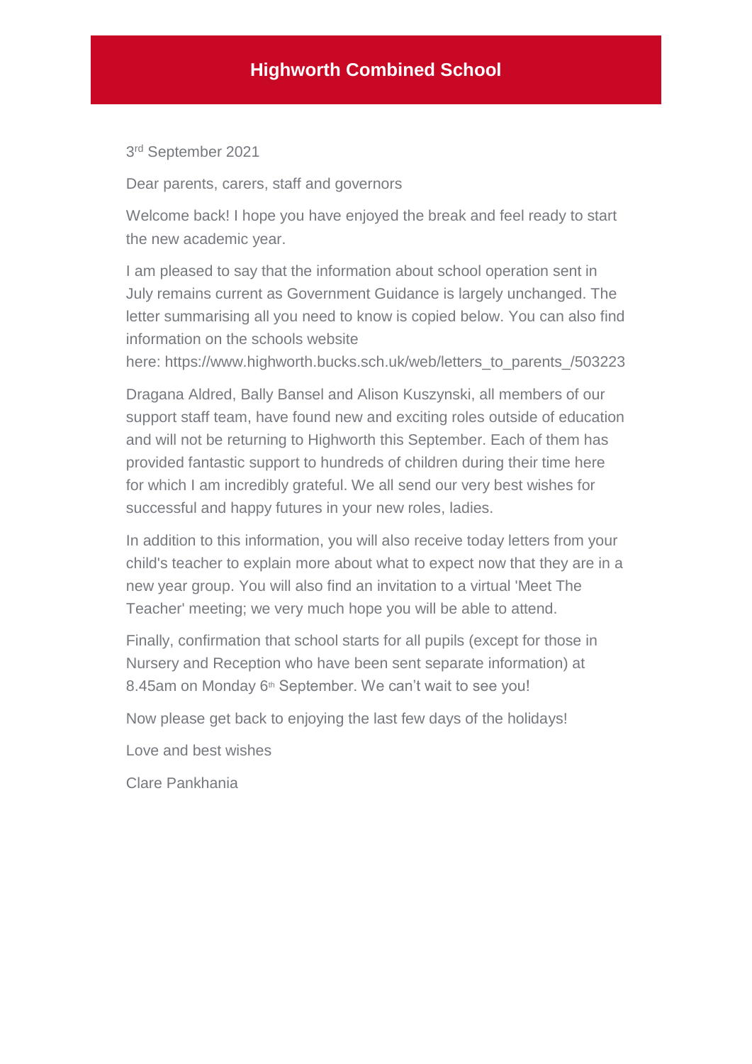# Highworth Combined School

3rd September 2021

Dear parents, carers, staff and governors

Welcome back! I hope you have enjoyed the break and feel ready to start the new academic year.

I am pleased to say that the information about school operation sent in July remains current as Government Guidance is largely unchanged. The letter summarising all you need to know is copied below. You can also find information on the schools website here: https://www.highworth.bucks.sch.uk/web/letters_to_parents_/503223

Dragana Aldred, Bally Bansel and Alison Kuszynski, all members of our support staff team, have found new and exciting roles outside of education and will not be returning to Highworth this September. Each of them has provided fantastic support to hundreds of children during their time here for which I am incredibly grateful. We all send our very best wishes for successful and happy futures in your new roles, ladies.

In addition to this information, you will also receive today letters from your child's teacher to explain more about what to expect now that they are in a new year group. You will also find an invitation to a virtual 'Meet The Teacher' meeting; we very much hope you will be able to attend.

Finally, confirmation that school starts for all pupils (except for those in Nursery and Reception who have been sent separate information) at 8.45am on Monday 6th September. We can't wait to see you!

Now please get back to enjoying the last few days of the holidays!

Love and best wishes

Clare Pankhania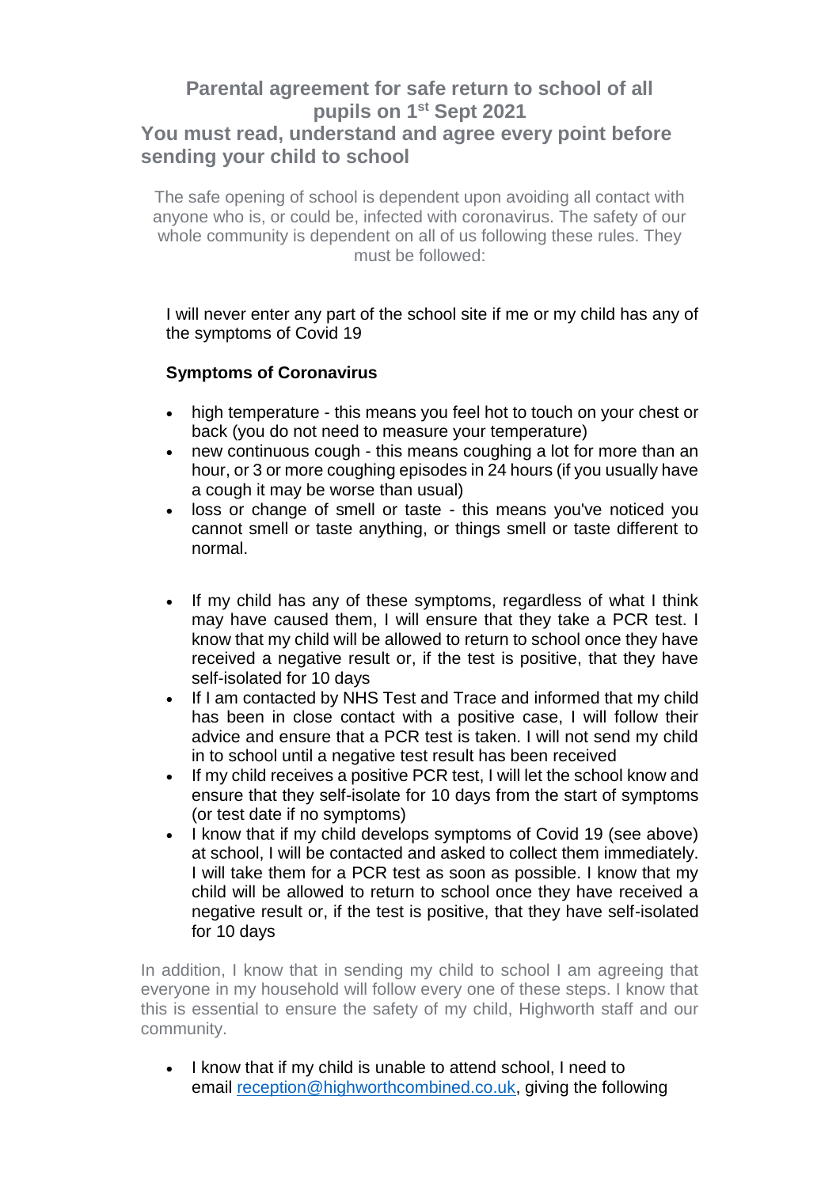## Parental agreement for safe return to school of all pupils on 1st Sept 2021

## You must read, understand and agree every point before sending your child to school

The safe opening of school is dependent upon avoiding all contact with anyone who is, or could be, infected with coronavirus. The safety of our whole community is dependent on all of us following these rules. They must be followed:

I will never enter any part of the school site if me or my child has any of the symptoms of Covid 19

**Symptoms of Coronavirus**

- high temperature - this means you feel hot to touch on your chest or back (you do not need to measure your temperature)
- new continuous cough - this means coughing a lot for more than an hour, or 3 or more coughing episodes in 24 hours (if you usually have a cough it may be worse than usual)
- loss or change of smell or taste - this means you've noticed you cannot smell or taste anything, or things smell or taste different to normal.

- If my child has any of these symptoms, regardless of what I think may have caused them, I will ensure that they take a PCR test. I know that my child will be allowed to return to school once they have received a negative result or, if the test is positive, that they have self-isolated for 10 days
- If I am contacted by NHS Test and Trace and informed that my child has been in close contact with a positive case, I will follow their advice and ensure that a PCR test is taken. I will not send my child in to school until a negative test result has been received
- If my child receives a positive PCR test, I will let the school know and ensure that they self-isolate for 10 days from the start of symptoms (or test date if no symptoms)
- I know that if my child develops symptoms of Covid 19 (see above) at school, I will be contacted and asked to collect them immediately. I will take them for a PCR test as soon as possible. I know that my child will be allowed to return to school once they have received a negative result or, if the test is positive, that they have self-isolated for 10 days

In addition, I know that in sending my child to school I am agreeing that everyone in my household will follow every one of these steps. I know that this is essential to ensure the safety of my child, Highworth staff and our community.

- I know that if my child is unable to attend school, I need to email reception@highworthcombined.co.uk, giving the following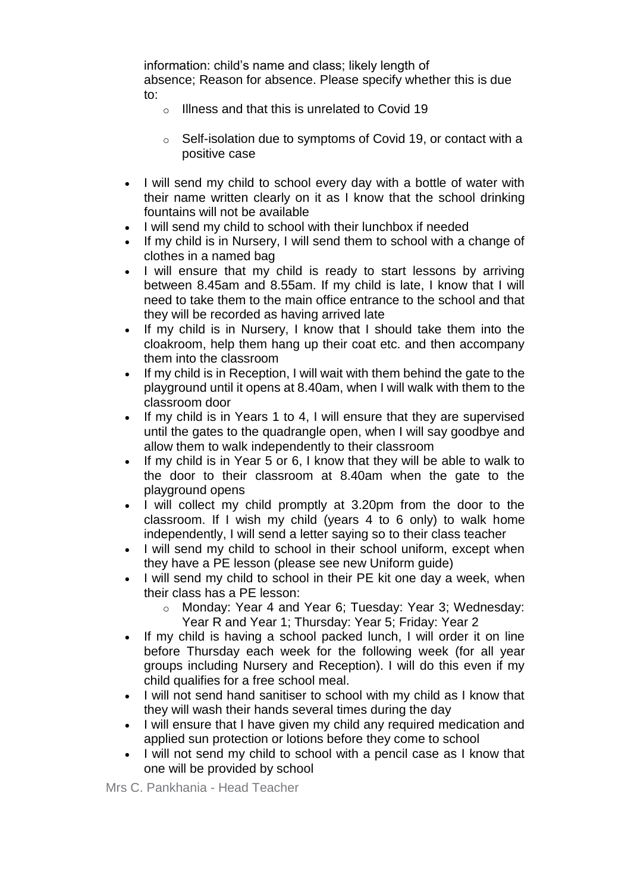information: child's name and class; likely length of absence; Reason for absence. Please specify whether this is due to:

  - Illness and that this is unrelated to Covid 19
  - Self-isolation due to symptoms of Covid 19, or contact with a positive case

- I will send my child to school every day with a bottle of water with their name written clearly on it as I know that the school drinking fountains will not be available
- I will send my child to school with their lunchbox if needed
- If my child is in Nursery, I will send them to school with a change of clothes in a named bag
- I will ensure that my child is ready to start lessons by arriving between 8.45am and 8.55am. If my child is late, I know that I will need to take them to the main office entrance to the school and that they will be recorded as having arrived late
- If my child is in Nursery, I know that I should take them into the cloakroom, help them hang up their coat etc. and then accompany them into the classroom
- If my child is in Reception, I will wait with them behind the gate to the playground until it opens at 8.40am, when I will walk with them to the classroom door
- If my child is in Years 1 to 4, I will ensure that they are supervised until the gates to the quadrangle open, when I will say goodbye and allow them to walk independently to their classroom
- If my child is in Year 5 or 6, I know that they will be able to walk to the door to their classroom at 8.40am when the gate to the playground opens
- I will collect my child promptly at 3.20pm from the door to the classroom. If I wish my child (years 4 to 6 only) to walk home independently, I will send a letter saying so to their class teacher
- I will send my child to school in their school uniform, except when they have a PE lesson (please see new Uniform guide)
- I will send my child to school in their PE kit one day a week, when their class has a PE lesson:
  - Monday: Year 4 and Year 6; Tuesday: Year 3; Wednesday: Year R and Year 1; Thursday: Year 5; Friday: Year 2
- If my child is having a school packed lunch, I will order it on line before Thursday each week for the following week (for all year groups including Nursery and Reception). I will do this even if my child qualifies for a free school meal.
- I will not send hand sanitiser to school with my child as I know that they will wash their hands several times during the day
- I will ensure that I have given my child any required medication and applied sun protection or lotions before they come to school
- I will not send my child to school with a pencil case as I know that one will be provided by school

Mrs C. Pankhania - Head Teacher